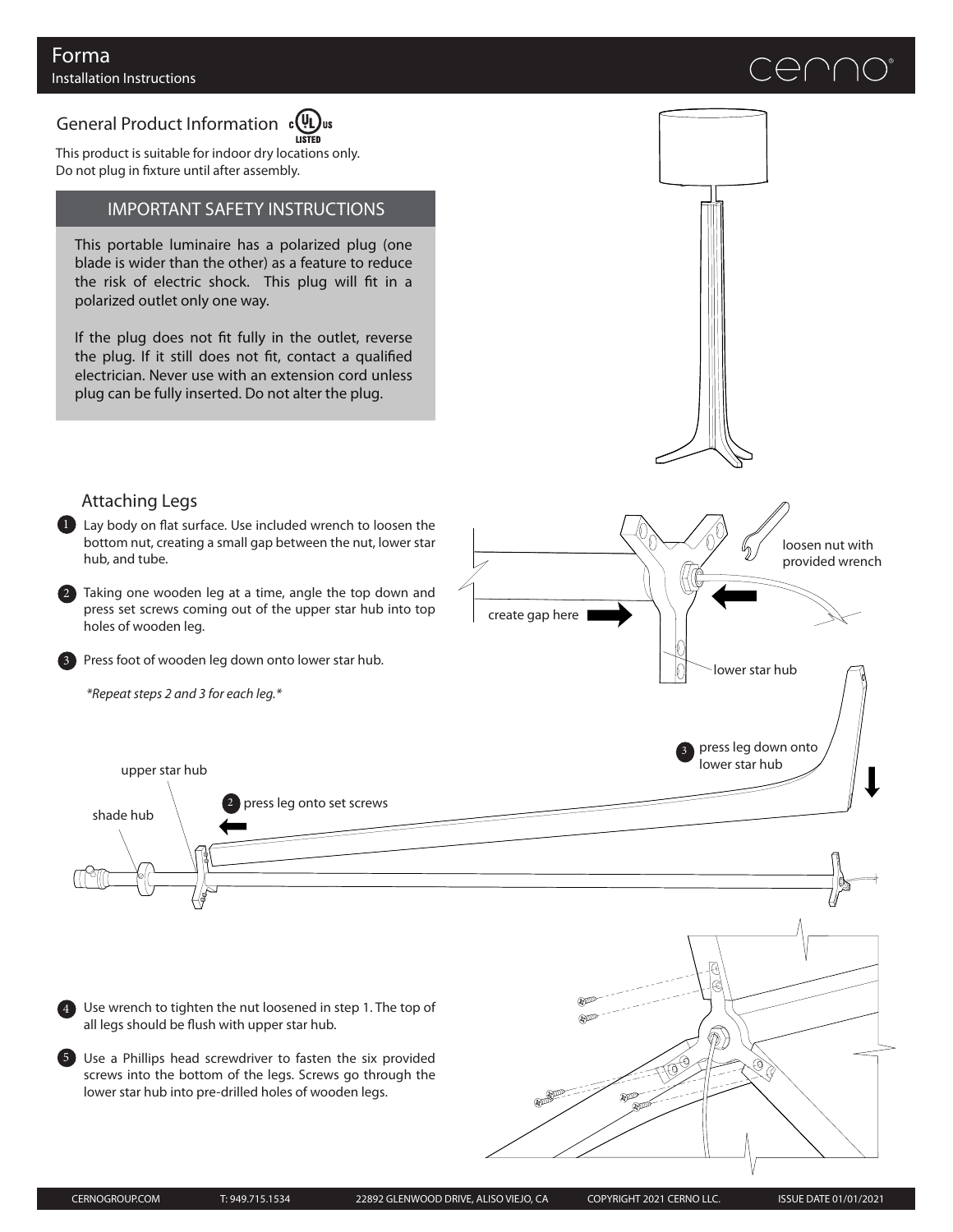# Forma

Installation Instructions

## General Product Information

This product is suitable for indoor dry locations only.
Do not plug in fixture until after assembly.

### IMPORTANT SAFETY INSTRUCTIONS

This portable luminaire has a polarized plug (one blade is wider than the other) as a feature to reduce the risk of electric shock. This plug will fit in a polarized outlet only one way.

If the plug does not fit fully in the outlet, reverse the plug. If it still does not fit, contact a qualified electrician. Never use with an extension cord unless plug can be fully inserted. Do not alter the plug.

## Attaching Legs

1. Lay body on flat surface. Use included wrench to loosen the bottom nut, creating a small gap between the nut, lower star hub, and tube.
2. Taking one wooden leg at a time, angle the top down and press set screws coming out of the upper star hub into top holes of wooden leg.
3. Press foot of wooden leg down onto lower star hub.

*\*Repeat steps 2 and 3 for each leg.\**

loosen nut with provided wrench

create gap here

lower star hub

3 press leg down onto lower star hub

upper star hub

shade hub

2 press leg onto set screws

4. Use wrench to tighten the nut loosened in step 1. The top of all legs should be flush with upper star hub.
5. Use a Phillips head screwdriver to fasten the six provided screws into the bottom of the legs. Screws go through the lower star hub into pre-drilled holes of wooden legs.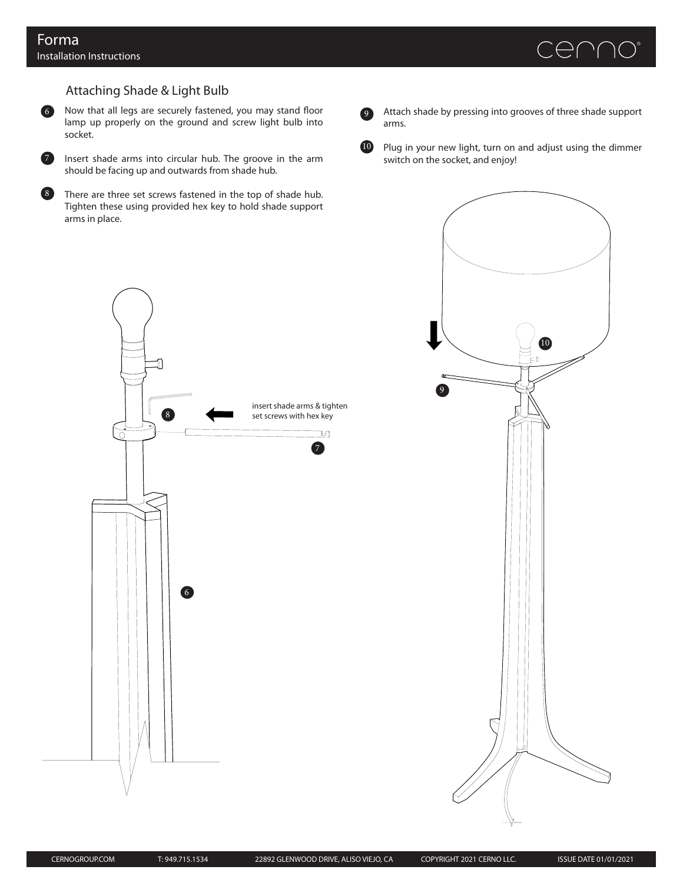## Attaching Shade & Light Bulb

6. Now that all legs are securely fastened, you may stand floor lamp up properly on the ground and screw light bulb into socket.

7. Insert shade arms into circular hub. The groove in the arm should be facing up and outwards from shade hub.

8. There are three set screws fastened in the top of shade hub. Tighten these using provided hex key to hold shade support arms in place.

9. Attach shade by pressing into grooves of three shade support arms.

10. Plug in your new light, turn on and adjust using the dimmer switch on the socket, and enjoy!

insert shade arms & tighten set screws with hex key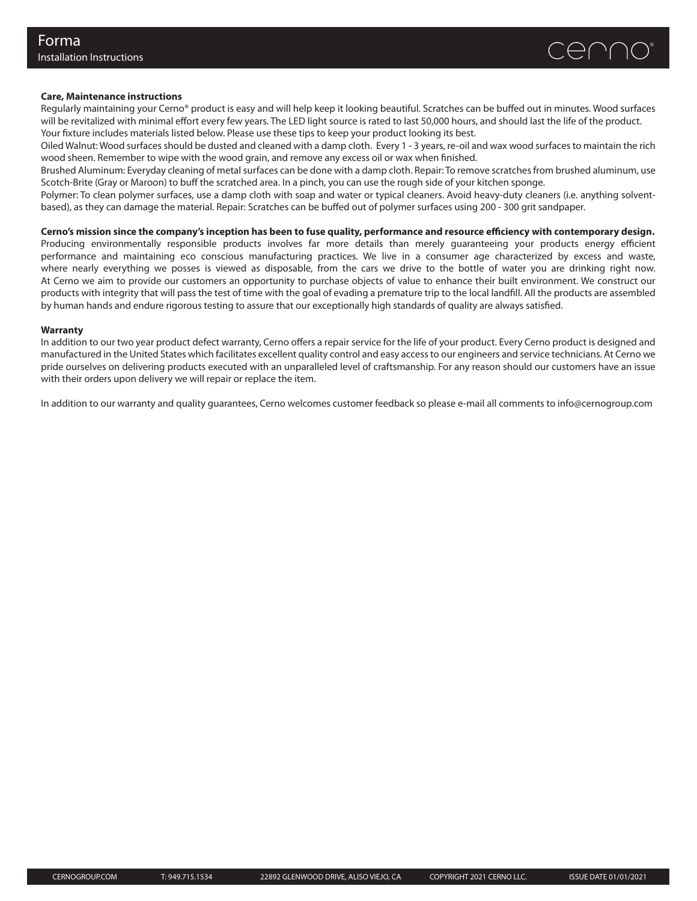### Care, Maintenance instructions

Regularly maintaining your Cerno® product is easy and will help keep it looking beautiful. Scratches can be buffed out in minutes. Wood surfaces will be revitalized with minimal effort every few years. The LED light source is rated to last 50,000 hours, and should last the life of the product. Your fixture includes materials listed below. Please use these tips to keep your product looking its best.

Oiled Walnut: Wood surfaces should be dusted and cleaned with a damp cloth. Every 1 - 3 years, re-oil and wax wood surfaces to maintain the rich wood sheen. Remember to wipe with the wood grain, and remove any excess oil or wax when finished.

Brushed Aluminum: Everyday cleaning of metal surfaces can be done with a damp cloth. Repair: To remove scratches from brushed aluminum, use Scotch-Brite (Gray or Maroon) to buff the scratched area. In a pinch, you can use the rough side of your kitchen sponge.

Polymer: To clean polymer surfaces, use a damp cloth with soap and water or typical cleaners. Avoid heavy-duty cleaners (i.e. anything solvent-based), as they can damage the material. Repair: Scratches can be buffed out of polymer surfaces using 200 - 300 grit sandpaper.

**Cerno's mission since the company's inception has been to fuse quality, performance and resource efficiency with contemporary design.**

Producing environmentally responsible products involves far more details than merely guaranteeing your products energy efficient performance and maintaining eco conscious manufacturing practices. We live in a consumer age characterized by excess and waste, where nearly everything we posses is viewed as disposable, from the cars we drive to the bottle of water you are drinking right now. At Cerno we aim to provide our customers an opportunity to purchase objects of value to enhance their built environment. We construct our products with integrity that will pass the test of time with the goal of evading a premature trip to the local landfill. All the products are assembled by human hands and endure rigorous testing to assure that our exceptionally high standards of quality are always satisfied.

### Warranty

In addition to our two year product defect warranty, Cerno offers a repair service for the life of your product. Every Cerno product is designed and manufactured in the United States which facilitates excellent quality control and easy access to our engineers and service technicians. At Cerno we pride ourselves on delivering products executed with an unparalleled level of craftsmanship. For any reason should our customers have an issue with their orders upon delivery we will repair or replace the item.

In addition to our warranty and quality guarantees, Cerno welcomes customer feedback so please e-mail all comments to info@cernogroup.com